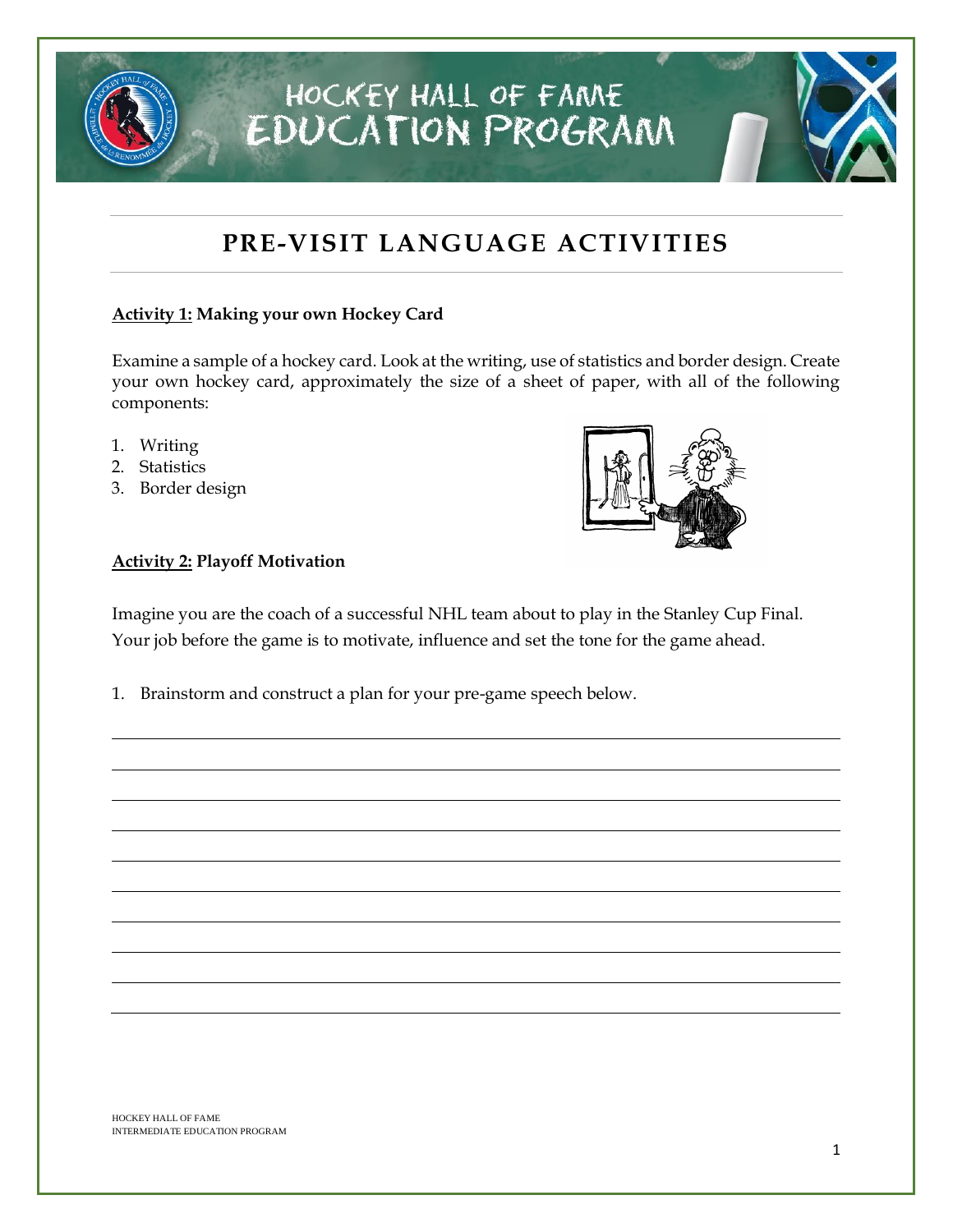# HOCKEY HALL OF FAME EDUCATION PROGRAM

## PRE-VISIT LANGUAGE ACTIVITIES

**Activity 1: Making your own Hockey Card**

Examine a sample of a hockey card. Look at the writing, use of statistics and border design. Create your own hockey card, approximately the size of a sheet of paper, with all of the following components:

1. Writing
2. Statistics
3. Border design

**Activity 2: Playoff Motivation**

Imagine you are the coach of a successful NHL team about to play in the Stanley Cup Final. Your job before the game is to motivate, influence and set the tone for the game ahead.

1. Brainstorm and construct a plan for your pre-game speech below.

______________________________________________________________________

______________________________________________________________________

______________________________________________________________________

______________________________________________________________________

______________________________________________________________________

______________________________________________________________________

______________________________________________________________________

______________________________________________________________________

______________________________________________________________________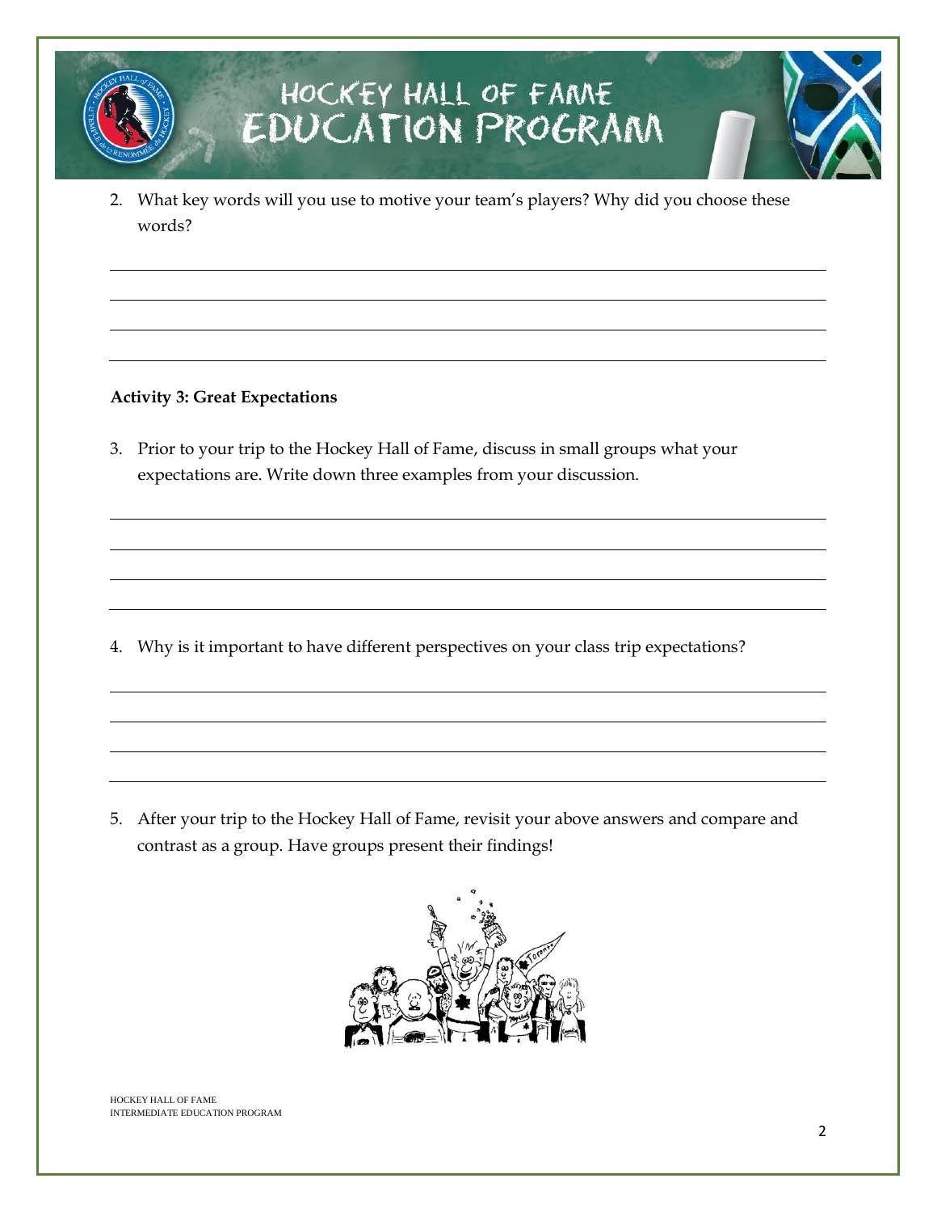2. What key words will you use to motive your team's players? Why did you choose these words?

**Activity 3: Great Expectations**

3. Prior to your trip to the Hockey Hall of Fame, discuss in small groups what your expectations are. Write down three examples from your discussion.

4. Why is it important to have different perspectives on your class trip expectations?

5. After your trip to the Hockey Hall of Fame, revisit your above answers and compare and contrast as a group. Have groups present their findings!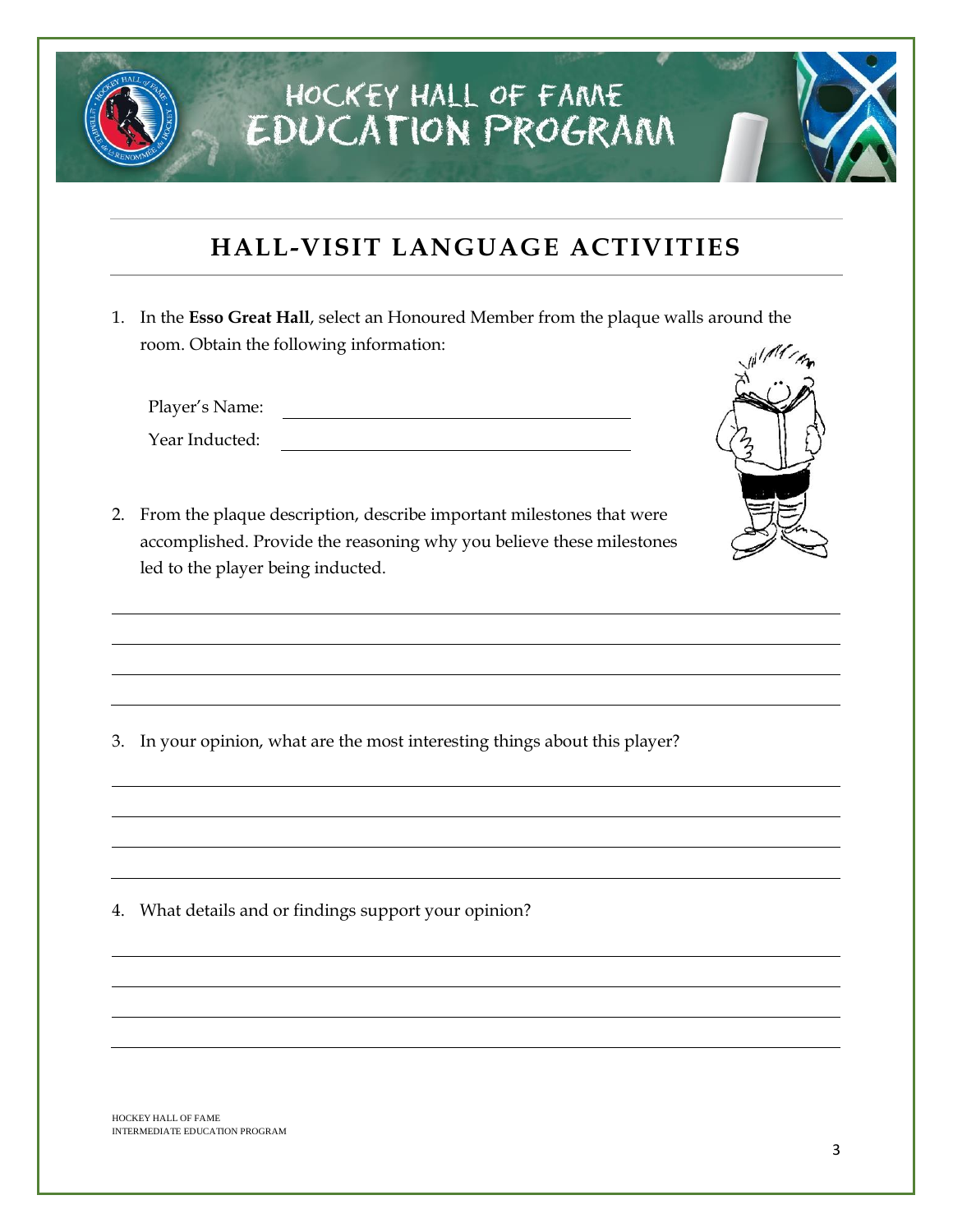# HOCKEY HALL OF FAME EDUCATION PROGRAM

## HALL-VISIT LANGUAGE ACTIVITIES

1. In the **Esso Great Hall**, select an Honoured Member from the plaque walls around the room. Obtain the following information:

   Player's Name: ______________________________

   Year Inducted: ______________________________

2. From the plaque description, describe important milestones that were accomplished. Provide the reasoning why you believe these milestones led to the player being inducted.

________________________________________________________________________

________________________________________________________________________

________________________________________________________________________

________________________________________________________________________

3. In your opinion, what are the most interesting things about this player?

________________________________________________________________________

________________________________________________________________________

________________________________________________________________________

________________________________________________________________________

4. What details and or findings support your opinion?

________________________________________________________________________

________________________________________________________________________

________________________________________________________________________

________________________________________________________________________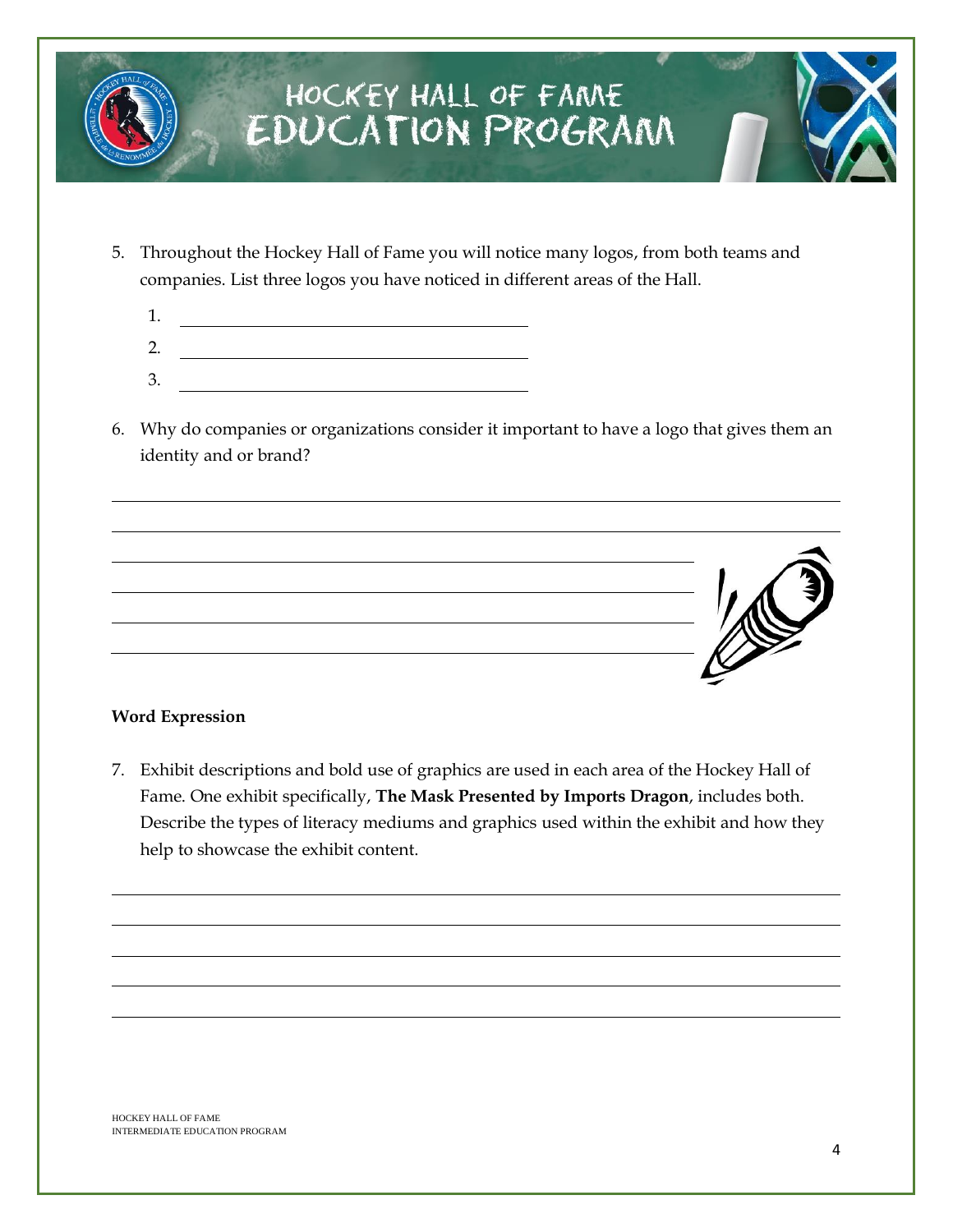5. Throughout the Hockey Hall of Fame you will notice many logos, from both teams and companies. List three logos you have noticed in different areas of the Hall.

   1. ______________________________
   2. ______________________________
   3. ______________________________

6. Why do companies or organizations consider it important to have a logo that gives them an identity and or brand?

______________________________________________________________________________

______________________________________________________________________________

______________________________________________________________________________

______________________________________________________________________________

______________________________________________________________________________

______________________________________________________________________________

**Word Expression**

7. Exhibit descriptions and bold use of graphics are used in each area of the Hockey Hall of Fame. One exhibit specifically, **The Mask Presented by Imports Dragon**, includes both. Describe the types of literacy mediums and graphics used within the exhibit and how they help to showcase the exhibit content.

______________________________________________________________________________

______________________________________________________________________________

______________________________________________________________________________

______________________________________________________________________________

______________________________________________________________________________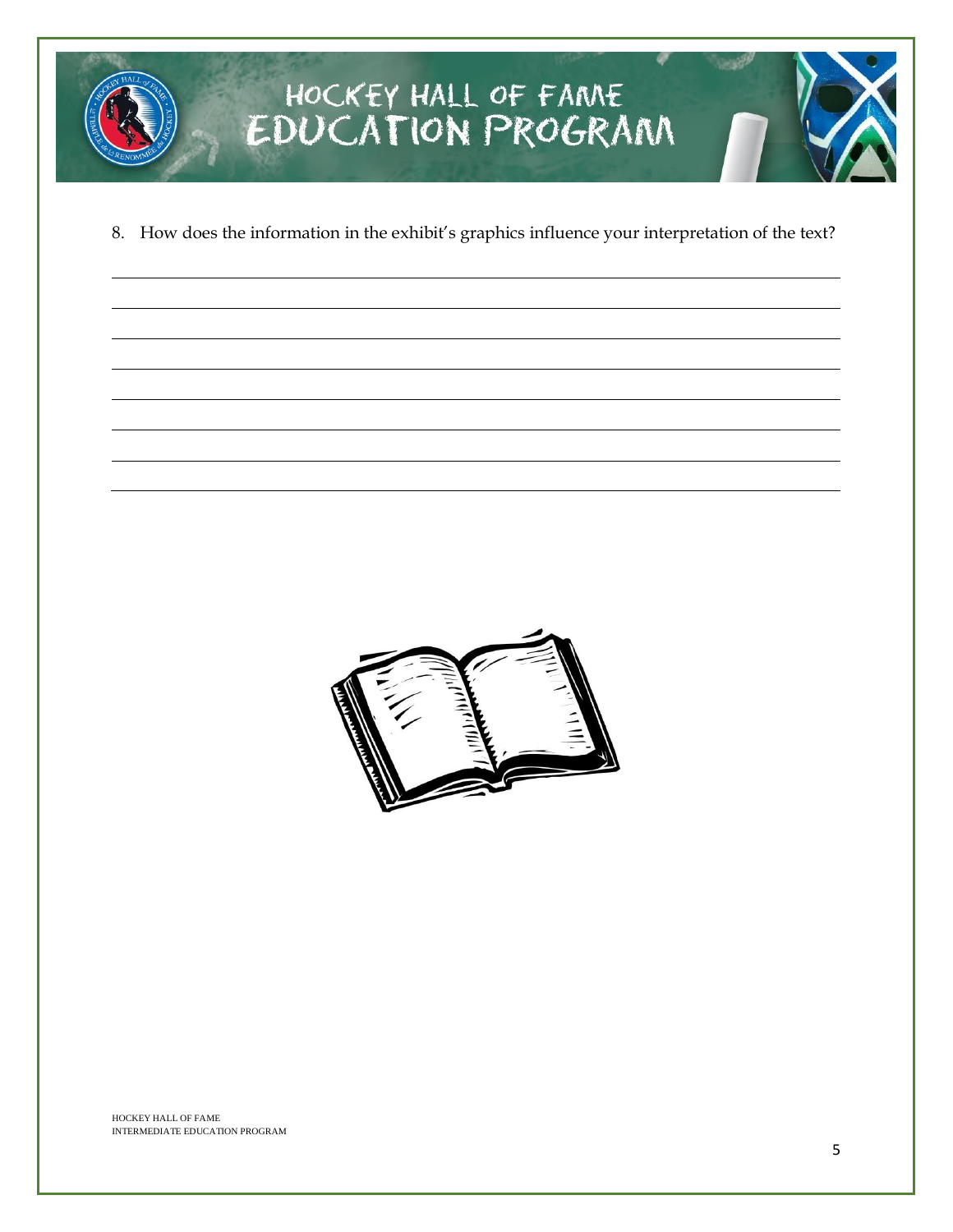8. How does the information in the exhibit's graphics influence your interpretation of the text?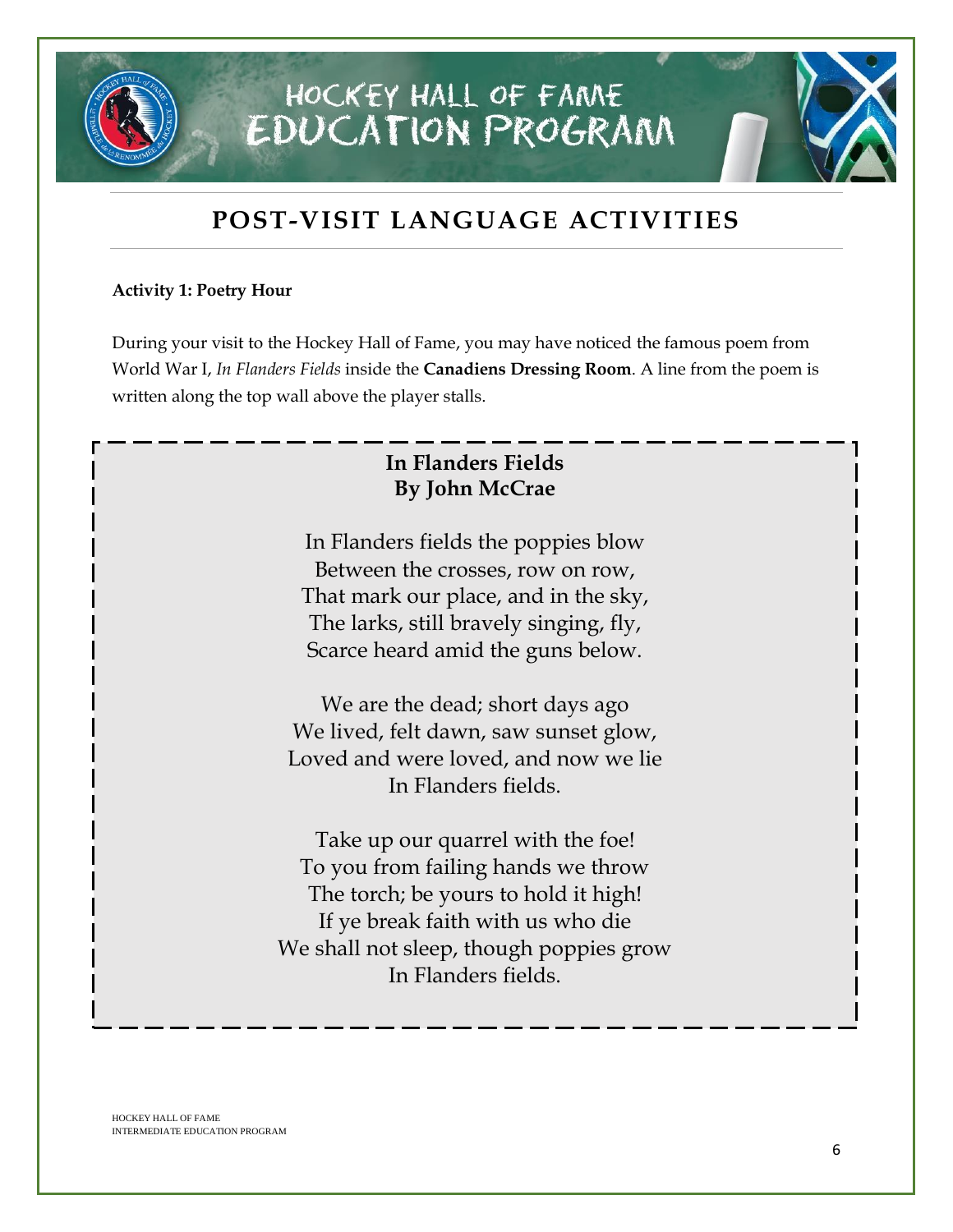# HOCKEY HALL OF FAME EDUCATION PROGRAM

## POST-VISIT LANGUAGE ACTIVITIES

**Activity 1: Poetry Hour**

During your visit to the Hockey Hall of Fame, you may have noticed the famous poem from World War I, *In Flanders Fields* inside the **Canadiens Dressing Room**. A line from the poem is written along the top wall above the player stalls.

**In Flanders Fields**
**By John McCrae**

In Flanders fields the poppies blow
Between the crosses, row on row,
That mark our place, and in the sky,
The larks, still bravely singing, fly,
Scarce heard amid the guns below.

We are the dead; short days ago
We lived, felt dawn, saw sunset glow,
Loved and were loved, and now we lie
In Flanders fields.

Take up our quarrel with the foe!
To you from failing hands we throw
The torch; be yours to hold it high!
If ye break faith with us who die
We shall not sleep, though poppies grow
In Flanders fields.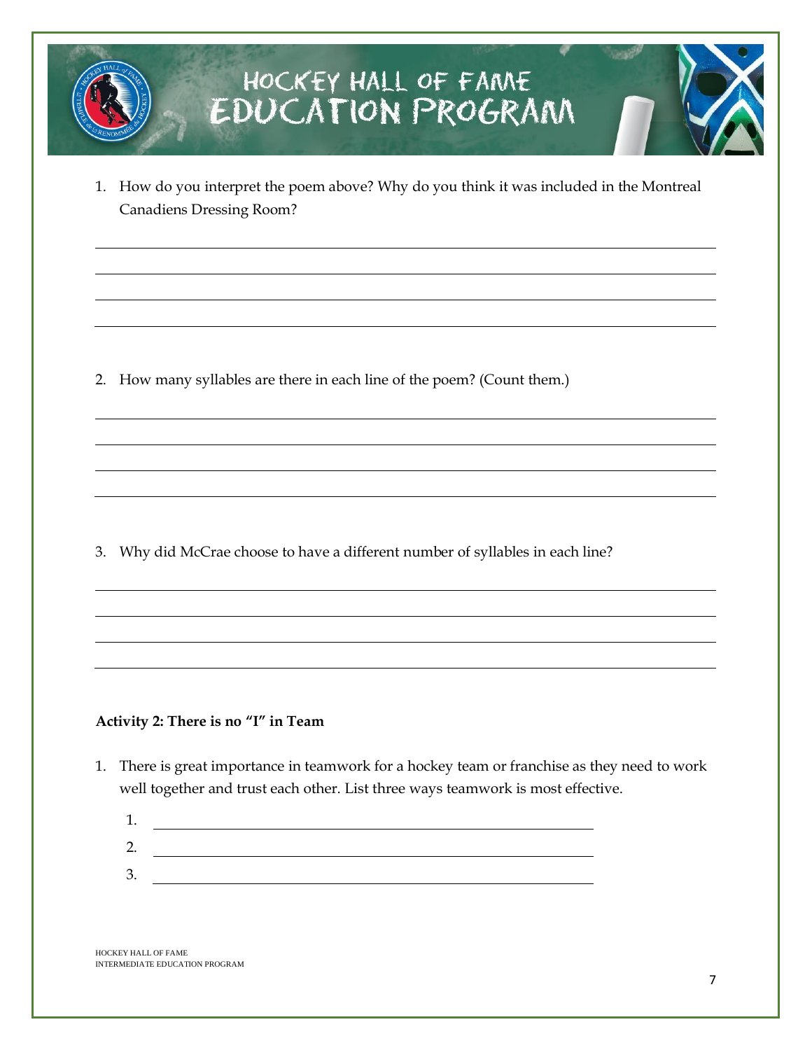1. How do you interpret the poem above? Why do you think it was included in the Montreal Canadiens Dressing Room?

2. How many syllables are there in each line of the poem? (Count them.)

3. Why did McCrae choose to have a different number of syllables in each line?

**Activity 2: There is no "I" in Team**

1. There is great importance in teamwork for a hockey team or franchise as they need to work well together and trust each other. List three ways teamwork is most effective.

    1. 
    2. 
    3.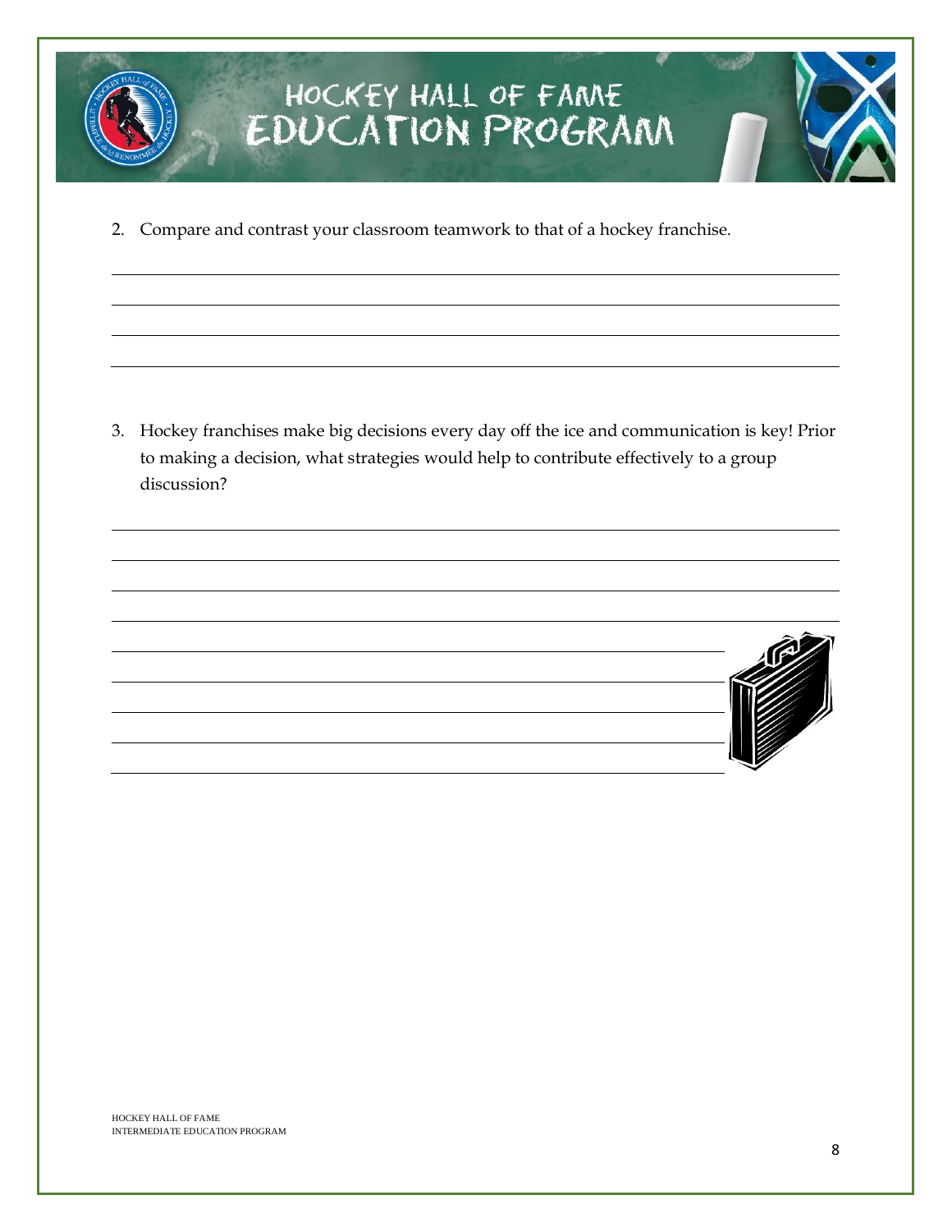2. Compare and contrast your classroom teamwork to that of a hockey franchise.

3. Hockey franchises make big decisions every day off the ice and communication is key! Prior to making a decision, what strategies would help to contribute effectively to a group discussion?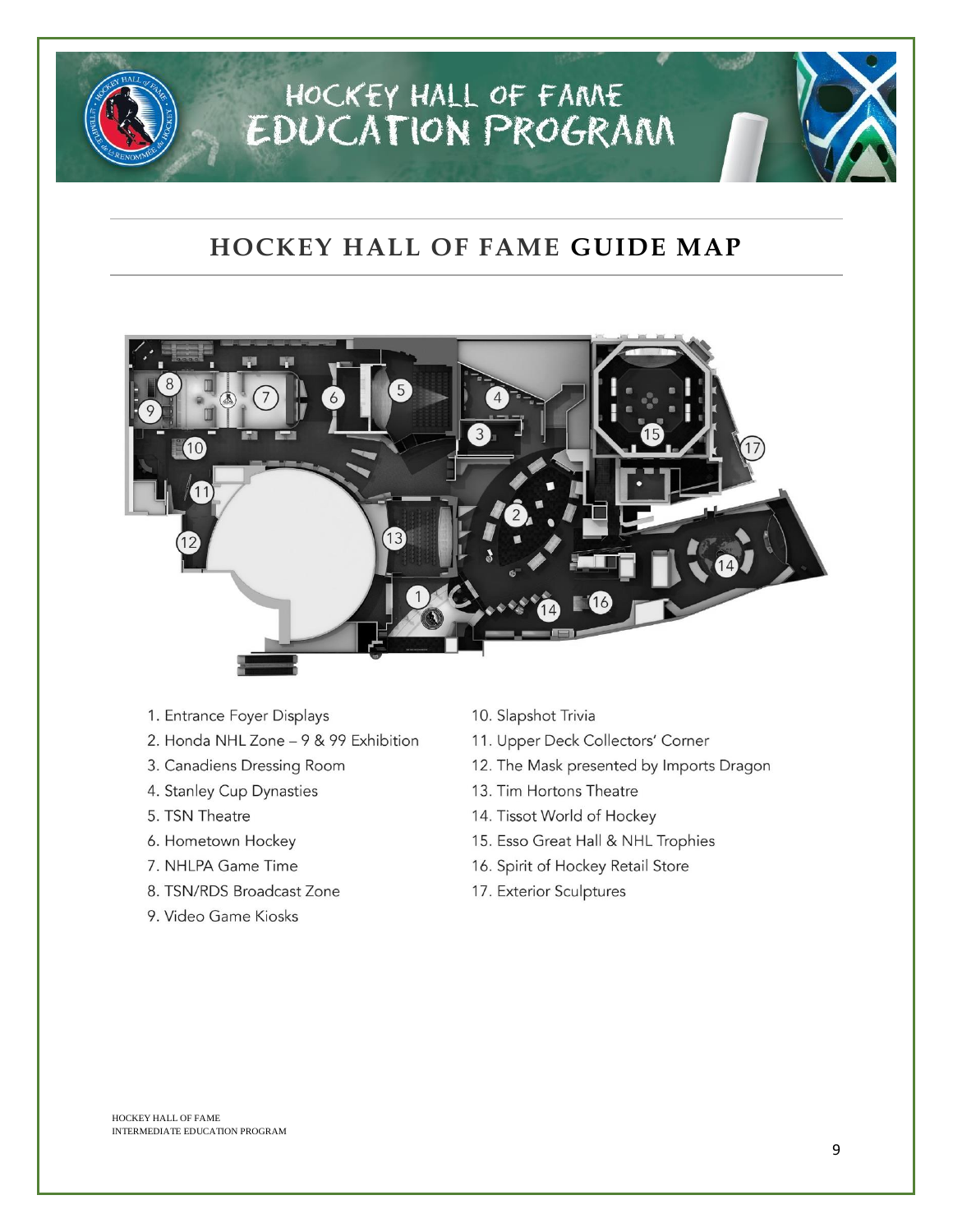## HOCKEY HALL OF FAME **GUIDE MAP**

1. Entrance Foyer Displays
2. Honda NHL Zone – 9 & 99 Exhibition
3. Canadiens Dressing Room
4. Stanley Cup Dynasties
5. TSN Theatre
6. Hometown Hockey
7. NHLPA Game Time
8. TSN/RDS Broadcast Zone
9. Video Game Kiosks
10. Slapshot Trivia
11. Upper Deck Collectors' Corner
12. The Mask presented by Imports Dragon
13. Tim Hortons Theatre
14. Tissot World of Hockey
15. Esso Great Hall & NHL Trophies
16. Spirit of Hockey Retail Store
17. Exterior Sculptures